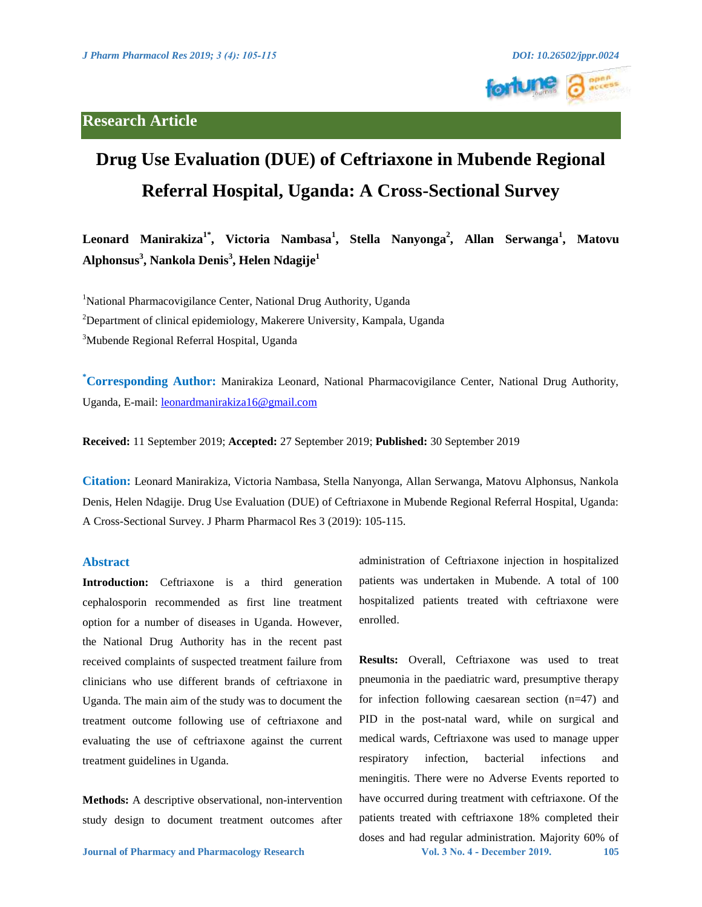## Research Article

# Drug Use Evaluation (DUE) of Ceftriaxone in Mubende Regional Referral Hospital, Uganda: A Cross-Sectional Survey

**Leonard Manirakiza[1*], Victoria Nambasa[1], Stella Nanyonga[2], Allan Serwanga[1], Matovu Alphonsus[3], Nankola Denis[3], Helen Ndagije[1]**

[1]National Pharmacovigilance Center, National Drug Authority, Uganda

[2]Department of clinical epidemiology, Makerere University, Kampala, Uganda

[3]Mubende Regional Referral Hospital, Uganda

**[*]Corresponding Author:** Manirakiza Leonard, National Pharmacovigilance Center, National Drug Authority, Uganda, E-mail: leonardmanirakiza16@gmail.com

**Received:** 11 September 2019; **Accepted:** 27 September 2019; **Published:** 30 September 2019

**Citation:** Leonard Manirakiza, Victoria Nambasa, Stella Nanyonga, Allan Serwanga, Matovu Alphonsus, Nankola Denis, Helen Ndagije. Drug Use Evaluation (DUE) of Ceftriaxone in Mubende Regional Referral Hospital, Uganda: A Cross-Sectional Survey. J Pharm Pharmacol Res 3 (2019): 105-115.

## Abstract

**Introduction:** Ceftriaxone is a third generation cephalosporin recommended as first line treatment option for a number of diseases in Uganda. However, the National Drug Authority has in the recent past received complaints of suspected treatment failure from clinicians who use different brands of ceftriaxone in Uganda. The main aim of the study was to document the treatment outcome following use of ceftriaxone and evaluating the use of ceftriaxone against the current treatment guidelines in Uganda.

**Methods:** A descriptive observational, non-intervention study design to document treatment outcomes after administration of Ceftriaxone injection in hospitalized patients was undertaken in Mubende. A total of 100 hospitalized patients treated with ceftriaxone were enrolled.

**Results:** Overall, Ceftriaxone was used to treat pneumonia in the paediatric ward, presumptive therapy for infection following caesarean section (n=47) and PID in the post-natal ward, while on surgical and medical wards, Ceftriaxone was used to manage upper respiratory infection, bacterial infections and meningitis. There were no Adverse Events reported to have occurred during treatment with ceftriaxone. Of the patients treated with ceftriaxone 18% completed their doses and had regular administration. Majority 60% of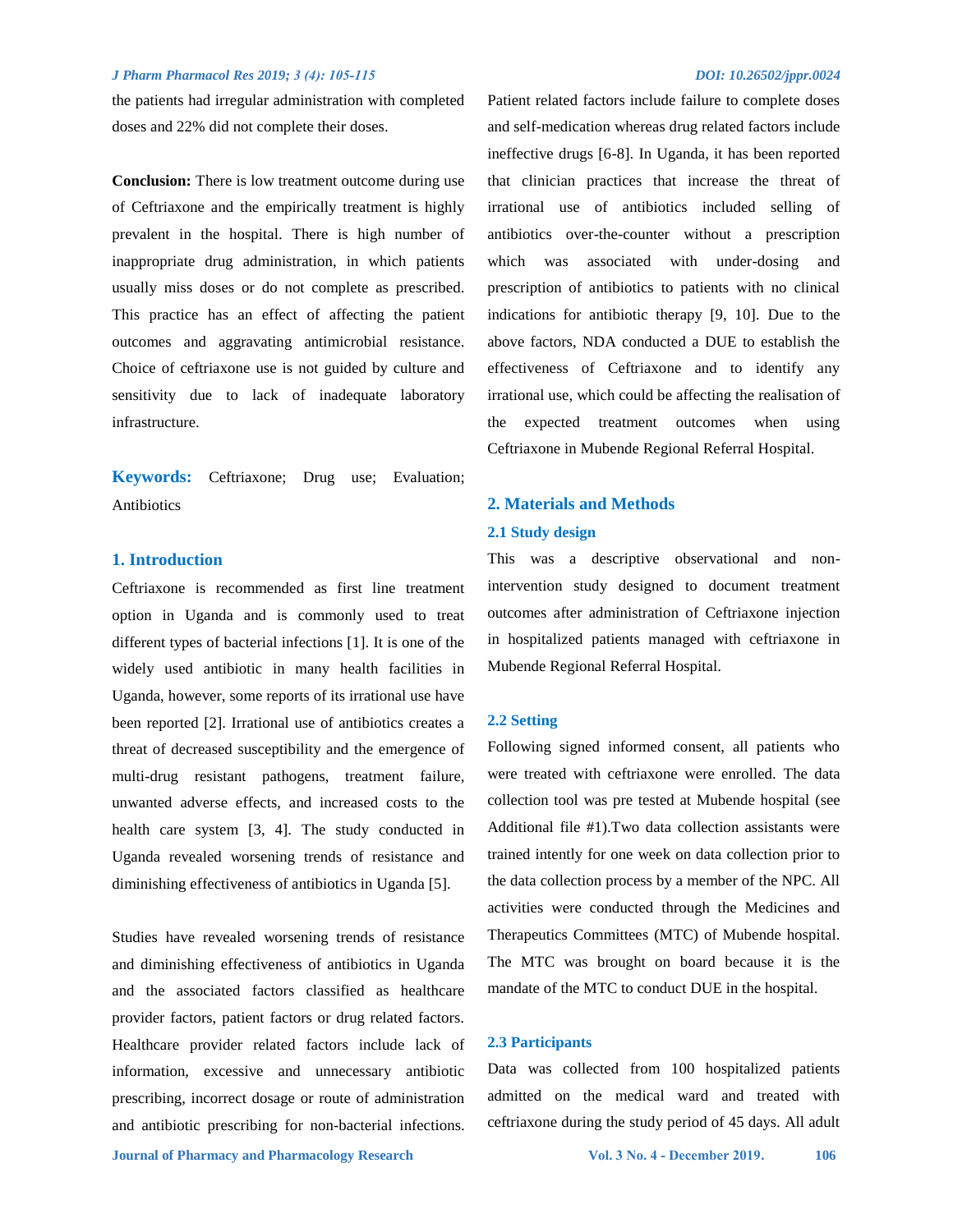the patients had irregular administration with completed doses and 22% did not complete their doses.

**Conclusion:** There is low treatment outcome during use of Ceftriaxone and the empirically treatment is highly prevalent in the hospital. There is high number of inappropriate drug administration, in which patients usually miss doses or do not complete as prescribed. This practice has an effect of affecting the patient outcomes and aggravating antimicrobial resistance. Choice of ceftriaxone use is not guided by culture and sensitivity due to lack of inadequate laboratory infrastructure.

**Keywords:** Ceftriaxone; Drug use; Evaluation; Antibiotics

## 1. Introduction

Ceftriaxone is recommended as first line treatment option in Uganda and is commonly used to treat different types of bacterial infections [1]. It is one of the widely used antibiotic in many health facilities in Uganda, however, some reports of its irrational use have been reported [2]. Irrational use of antibiotics creates a threat of decreased susceptibility and the emergence of multi-drug resistant pathogens, treatment failure, unwanted adverse effects, and increased costs to the health care system [3, 4]. The study conducted in Uganda revealed worsening trends of resistance and diminishing effectiveness of antibiotics in Uganda [5].

Studies have revealed worsening trends of resistance and diminishing effectiveness of antibiotics in Uganda and the associated factors classified as healthcare provider factors, patient factors or drug related factors. Healthcare provider related factors include lack of information, excessive and unnecessary antibiotic prescribing, incorrect dosage or route of administration and antibiotic prescribing for non-bacterial infections. Patient related factors include failure to complete doses and self-medication whereas drug related factors include ineffective drugs [6-8]. In Uganda, it has been reported that clinician practices that increase the threat of irrational use of antibiotics included selling of antibiotics over-the-counter without a prescription which was associated with under-dosing and prescription of antibiotics to patients with no clinical indications for antibiotic therapy [9, 10]. Due to the above factors, NDA conducted a DUE to establish the effectiveness of Ceftriaxone and to identify any irrational use, which could be affecting the realisation of the expected treatment outcomes when using Ceftriaxone in Mubende Regional Referral Hospital.

## 2. Materials and Methods

### 2.1 Study design

This was a descriptive observational and non-intervention study designed to document treatment outcomes after administration of Ceftriaxone injection in hospitalized patients managed with ceftriaxone in Mubende Regional Referral Hospital.

### 2.2 Setting

Following signed informed consent, all patients who were treated with ceftriaxone were enrolled. The data collection tool was pre tested at Mubende hospital (see Additional file #1).Two data collection assistants were trained intently for one week on data collection prior to the data collection process by a member of the NPC. All activities were conducted through the Medicines and Therapeutics Committees (MTC) of Mubende hospital. The MTC was brought on board because it is the mandate of the MTC to conduct DUE in the hospital.

### 2.3 Participants

Data was collected from 100 hospitalized patients admitted on the medical ward and treated with ceftriaxone during the study period of 45 days. All adult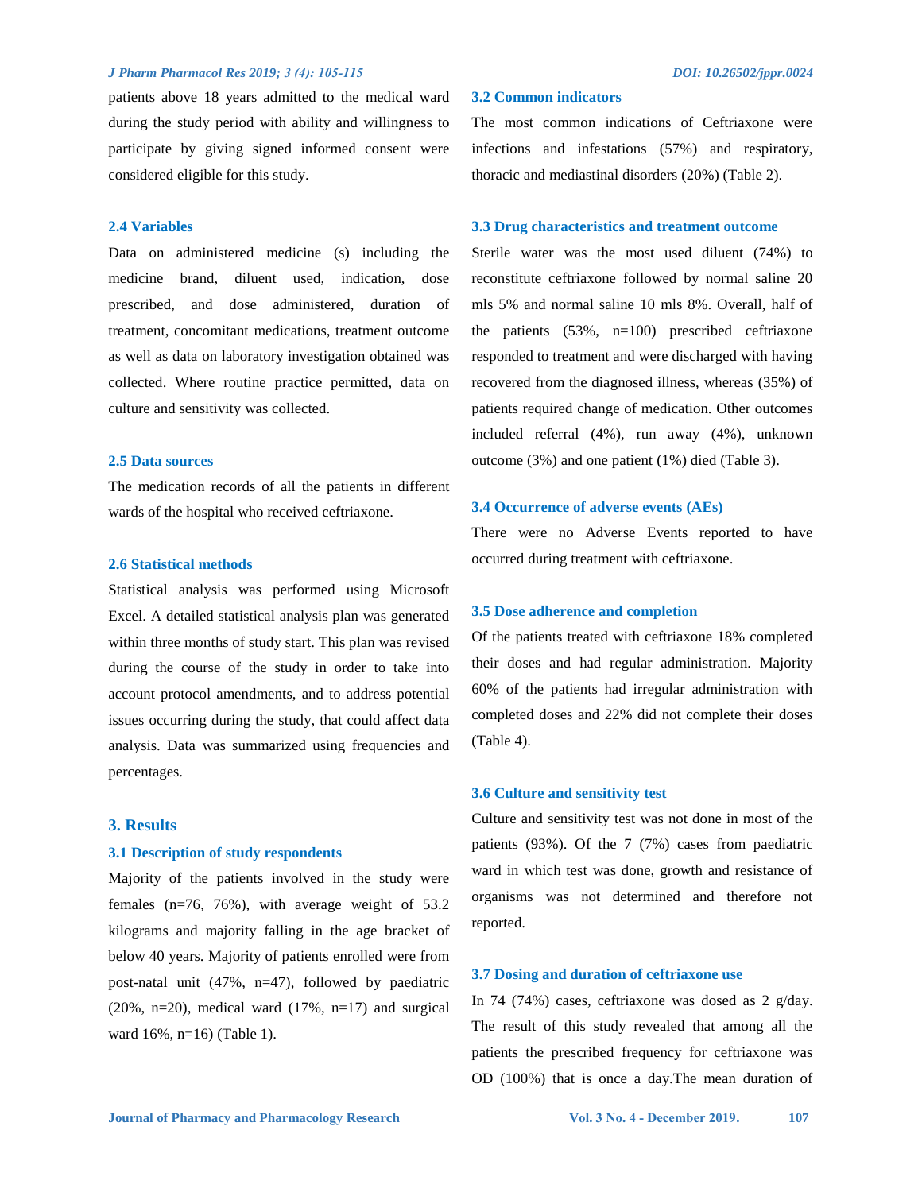patients above 18 years admitted to the medical ward during the study period with ability and willingness to participate by giving signed informed consent were considered eligible for this study.

### 2.4 Variables

Data on administered medicine (s) including the medicine brand, diluent used, indication, dose prescribed, and dose administered, duration of treatment, concomitant medications, treatment outcome as well as data on laboratory investigation obtained was collected. Where routine practice permitted, data on culture and sensitivity was collected.

### 2.5 Data sources

The medication records of all the patients in different wards of the hospital who received ceftriaxone.

### 2.6 Statistical methods

Statistical analysis was performed using Microsoft Excel. A detailed statistical analysis plan was generated within three months of study start. This plan was revised during the course of the study in order to take into account protocol amendments, and to address potential issues occurring during the study, that could affect data analysis. Data was summarized using frequencies and percentages.

## 3. Results

### 3.1 Description of study respondents

Majority of the patients involved in the study were females (n=76, 76%), with average weight of 53.2 kilograms and majority falling in the age bracket of below 40 years. Majority of patients enrolled were from post-natal unit (47%, n=47), followed by paediatric (20%, n=20), medical ward (17%, n=17) and surgical ward 16%, n=16) (Table 1).

### 3.2 Common indicators

The most common indications of Ceftriaxone were infections and infestations (57%) and respiratory, thoracic and mediastinal disorders (20%) (Table 2).

### 3.3 Drug characteristics and treatment outcome

Sterile water was the most used diluent (74%) to reconstitute ceftriaxone followed by normal saline 20 mls 5% and normal saline 10 mls 8%. Overall, half of the patients (53%, n=100) prescribed ceftriaxone responded to treatment and were discharged with having recovered from the diagnosed illness, whereas (35%) of patients required change of medication. Other outcomes included referral (4%), run away (4%), unknown outcome (3%) and one patient (1%) died (Table 3).

### 3.4 Occurrence of adverse events (AEs)

There were no Adverse Events reported to have occurred during treatment with ceftriaxone.

### 3.5 Dose adherence and completion

Of the patients treated with ceftriaxone 18% completed their doses and had regular administration. Majority 60% of the patients had irregular administration with completed doses and 22% did not complete their doses (Table 4).

### 3.6 Culture and sensitivity test

Culture and sensitivity test was not done in most of the patients (93%). Of the 7 (7%) cases from paediatric ward in which test was done, growth and resistance of organisms was not determined and therefore not reported.

### 3.7 Dosing and duration of ceftriaxone use

In 74 (74%) cases, ceftriaxone was dosed as 2 g/day. The result of this study revealed that among all the patients the prescribed frequency for ceftriaxone was OD (100%) that is once a day.The mean duration of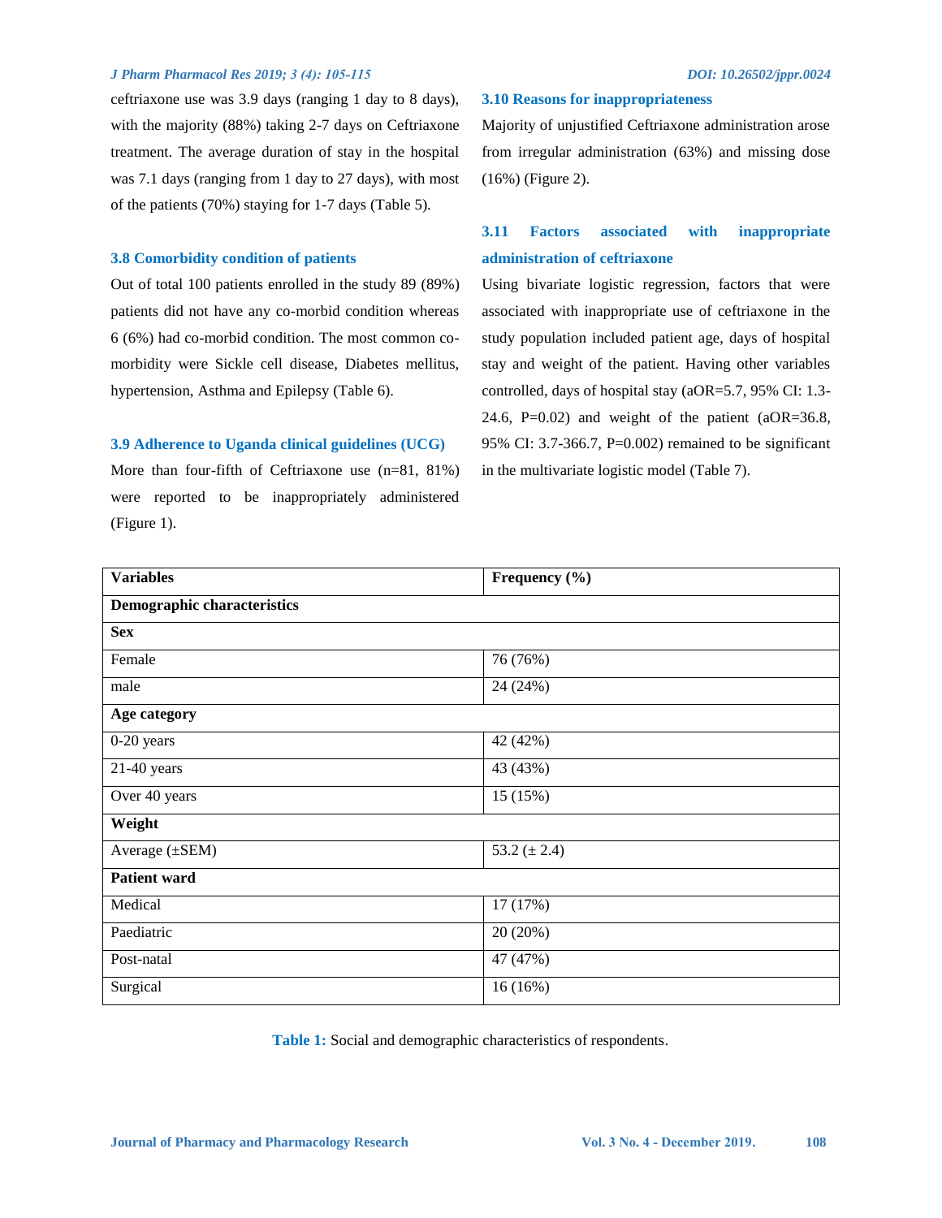ceftriaxone use was 3.9 days (ranging 1 day to 8 days), with the majority (88%) taking 2-7 days on Ceftriaxone treatment. The average duration of stay in the hospital was 7.1 days (ranging from 1 day to 27 days), with most of the patients (70%) staying for 1-7 days (Table 5).

### 3.8 Comorbidity condition of patients

Out of total 100 patients enrolled in the study 89 (89%) patients did not have any co-morbid condition whereas 6 (6%) had co-morbid condition. The most common co-morbidity were Sickle cell disease, Diabetes mellitus, hypertension, Asthma and Epilepsy (Table 6).

### 3.9 Adherence to Uganda clinical guidelines (UCG)

More than four-fifth of Ceftriaxone use (n=81, 81%) were reported to be inappropriately administered (Figure 1).

### 3.10 Reasons for inappropriateness

Majority of unjustified Ceftriaxone administration arose from irregular administration (63%) and missing dose (16%) (Figure 2).

### 3.11 Factors associated with inappropriate administration of ceftriaxone

Using bivariate logistic regression, factors that were associated with inappropriate use of ceftriaxone in the study population included patient age, days of hospital stay and weight of the patient. Having other variables controlled, days of hospital stay (aOR=5.7, 95% CI: 1.3-24.6, P=0.02) and weight of the patient (aOR=36.8, 95% CI: 3.7-366.7, P=0.002) remained to be significant in the multivariate logistic model (Table 7).

| Variables | Frequency (%) |
|---|---|
| **Demographic characteristics** | |
| **Sex** | |
| Female | 76 (76%) |
| male | 24 (24%) |
| **Age category** | |
| 0-20 years | 42 (42%) |
| 21-40 years | 43 (43%) |
| Over 40 years | 15 (15%) |
| **Weight** | |
| Average (±SEM) | 53.2 (± 2.4) |
| **Patient ward** | |
| Medical | 17 (17%) |
| Paediatric | 20 (20%) |
| Post-natal | 47 (47%) |
| Surgical | 16 (16%) |

**Table 1:** Social and demographic characteristics of respondents.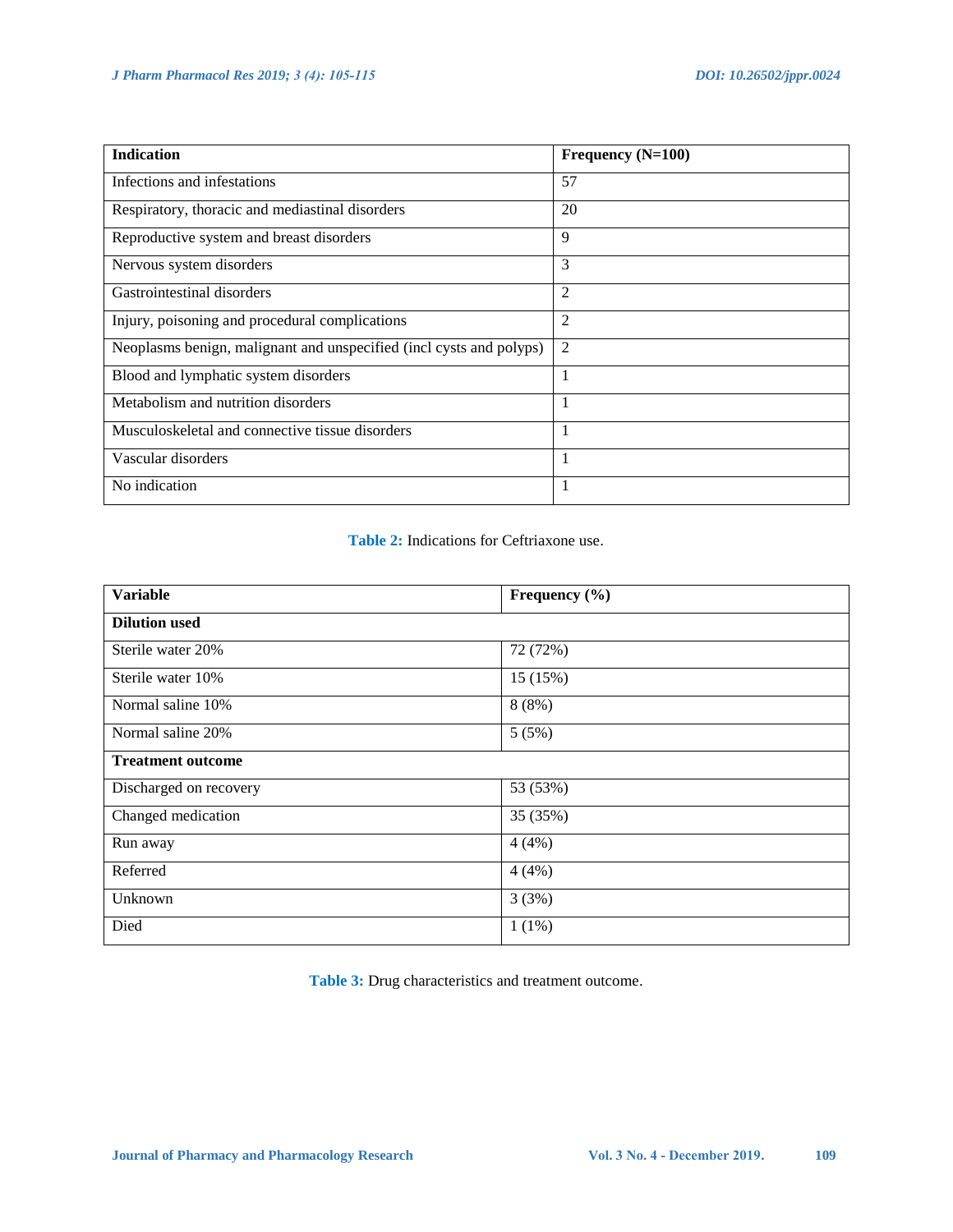| Indication | Frequency (N=100) |
|---|---|
| Infections and infestations | 57 |
| Respiratory, thoracic and mediastinal disorders | 20 |
| Reproductive system and breast disorders | 9 |
| Nervous system disorders | 3 |
| Gastrointestinal disorders | 2 |
| Injury, poisoning and procedural complications | 2 |
| Neoplasms benign, malignant and unspecified (incl cysts and polyps) | 2 |
| Blood and lymphatic system disorders | 1 |
| Metabolism and nutrition disorders | 1 |
| Musculoskeletal and connective tissue disorders | 1 |
| Vascular disorders | 1 |
| No indication | 1 |

**Table 2:** Indications for Ceftriaxone use.

| Variable | Frequency (%) |
|---|---|
| **Dilution used** | |
| Sterile water 20% | 72 (72%) |
| Sterile water 10% | 15 (15%) |
| Normal saline 10% | 8 (8%) |
| Normal saline 20% | 5 (5%) |
| **Treatment outcome** | |
| Discharged on recovery | 53 (53%) |
| Changed medication | 35 (35%) |
| Run away | 4 (4%) |
| Referred | 4 (4%) |
| Unknown | 3 (3%) |
| Died | 1 (1%) |

**Table 3:** Drug characteristics and treatment outcome.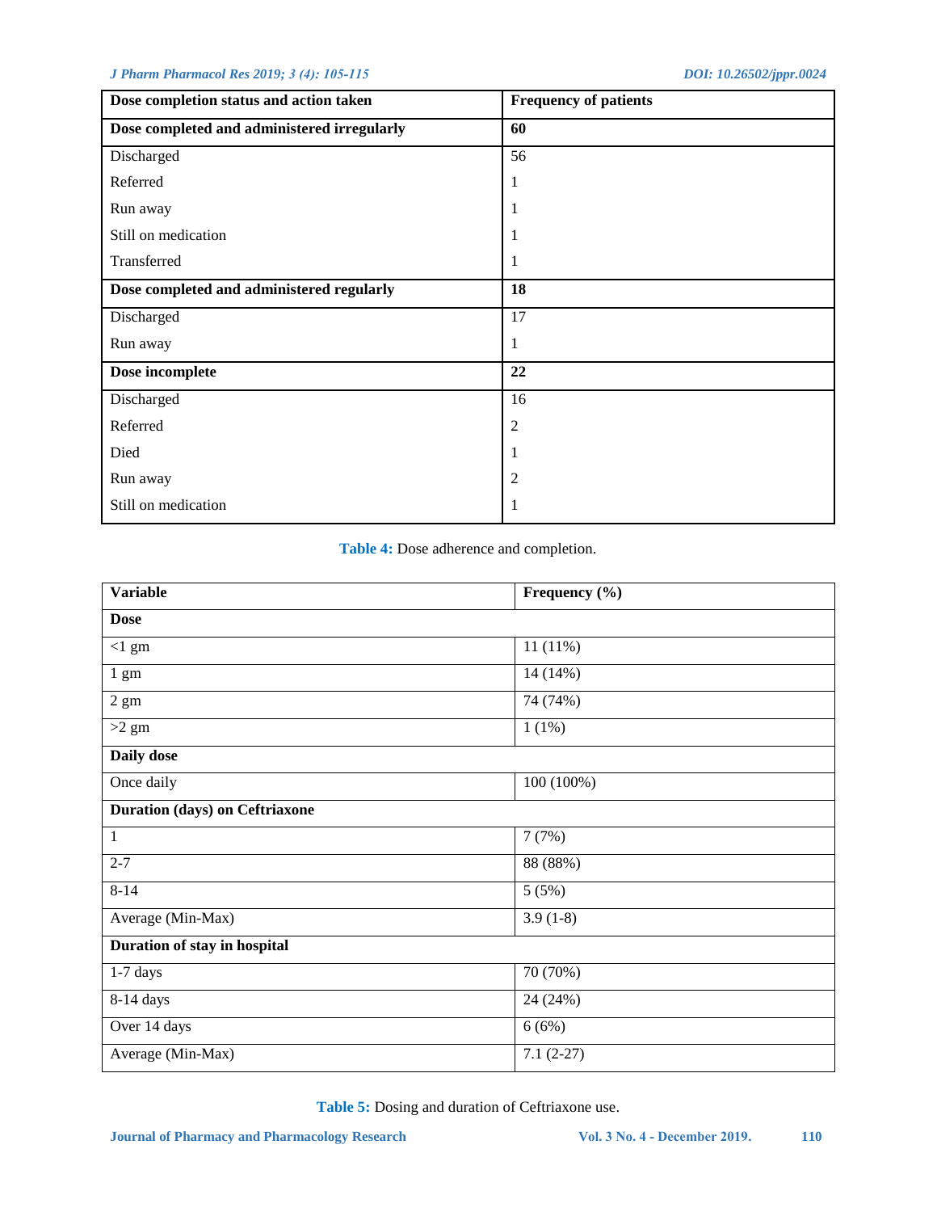| Dose completion status and action taken | Frequency of patients |
|---|---|
| **Dose completed and administered irregularly** | **60** |
| Discharged | 56 |
| Referred | 1 |
| Run away | 1 |
| Still on medication | 1 |
| Transferred | 1 |
| **Dose completed and administered regularly** | **18** |
| Discharged | 17 |
| Run away | 1 |
| **Dose incomplete** | **22** |
| Discharged | 16 |
| Referred | 2 |
| Died | 1 |
| Run away | 2 |
| Still on medication | 1 |

**Table 4:** Dose adherence and completion.

| Variable | Frequency (%) |
|---|---|
| **Dose** | |
| <1 gm | 11 (11%) |
| 1 gm | 14 (14%) |
| 2 gm | 74 (74%) |
| >2 gm | 1 (1%) |
| **Daily dose** | |
| Once daily | 100 (100%) |
| **Duration (days) on Ceftriaxone** | |
| 1 | 7 (7%) |
| 2-7 | 88 (88%) |
| 8-14 | 5 (5%) |
| Average (Min-Max) | 3.9 (1-8) |
| **Duration of stay in hospital** | |
| 1-7 days | 70 (70%) |
| 8-14 days | 24 (24%) |
| Over 14 days | 6 (6%) |
| Average (Min-Max) | 7.1 (2-27) |

**Table 5:** Dosing and duration of Ceftriaxone use.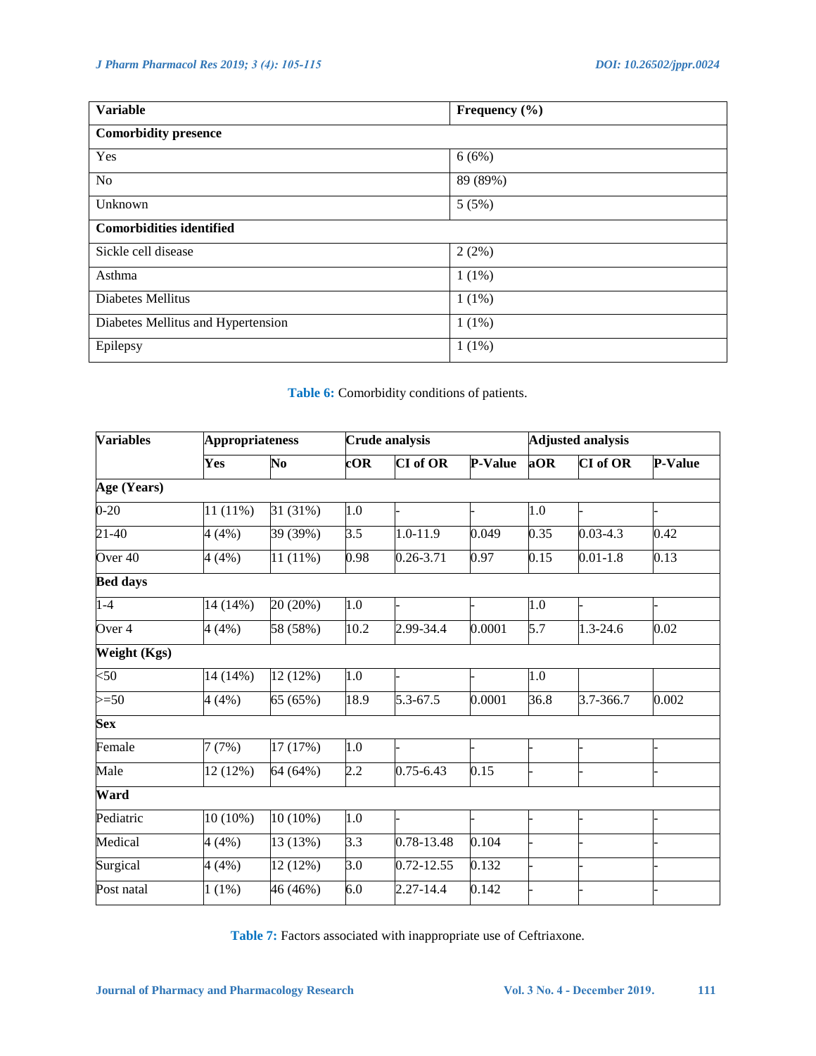| Variable | Frequency (%) |
|---|---|
| **Comorbidity presence** | |
| Yes | 6 (6%) |
| No | 89 (89%) |
| Unknown | 5 (5%) |
| **Comorbidities identified** | |
| Sickle cell disease | 2 (2%) |
| Asthma | 1 (1%) |
| Diabetes Mellitus | 1 (1%) |
| Diabetes Mellitus and Hypertension | 1 (1%) |
| Epilepsy | 1 (1%) |

**Table 6:** Comorbidity conditions of patients.

| Variables | Appropriateness | | Crude analysis | | | Adjusted analysis | | |
|---|---|---|---|---|---|---|---|---|
| | Yes | No | cOR | CI of OR | P-Value | aOR | CI of OR | P-Value |
| **Age (Years)** | | | | | | | | |
| 0-20 | 11 (11%) | 31 (31%) | 1.0 | - | - | 1.0 | - | - |
| 21-40 | 4 (4%) | 39 (39%) | 3.5 | 1.0-11.9 | 0.049 | 0.35 | 0.03-4.3 | 0.42 |
| Over 40 | 4 (4%) | 11 (11%) | 0.98 | 0.26-3.71 | 0.97 | 0.15 | 0.01-1.8 | 0.13 |
| **Bed days** | | | | | | | | |
| 1-4 | 14 (14%) | 20 (20%) | 1.0 | - | - | 1.0 | - | - |
| Over 4 | 4 (4%) | 58 (58%) | 10.2 | 2.99-34.4 | 0.0001 | 5.7 | 1.3-24.6 | 0.02 |
| **Weight (Kgs)** | | | | | | | | |
| <50 | 14 (14%) | 12 (12%) | 1.0 | - | - | 1.0 | | |
| >=50 | 4 (4%) | 65 (65%) | 18.9 | 5.3-67.5 | 0.0001 | 36.8 | 3.7-366.7 | 0.002 |
| **Sex** | | | | | | | | |
| Female | 7 (7%) | 17 (17%) | 1.0 | - | - | - | - | - |
| Male | 12 (12%) | 64 (64%) | 2.2 | 0.75-6.43 | 0.15 | - | - | - |
| **Ward** | | | | | | | | |
| Pediatric | 10 (10%) | 10 (10%) | 1.0 | - | - | - | - | - |
| Medical | 4 (4%) | 13 (13%) | 3.3 | 0.78-13.48 | 0.104 | - | - | - |
| Surgical | 4 (4%) | 12 (12%) | 3.0 | 0.72-12.55 | 0.132 | - | - | - |
| Post natal | 1 (1%) | 46 (46%) | 6.0 | 2.27-14.4 | 0.142 | - | - | - |

**Table 7:** Factors associated with inappropriate use of Ceftriaxone.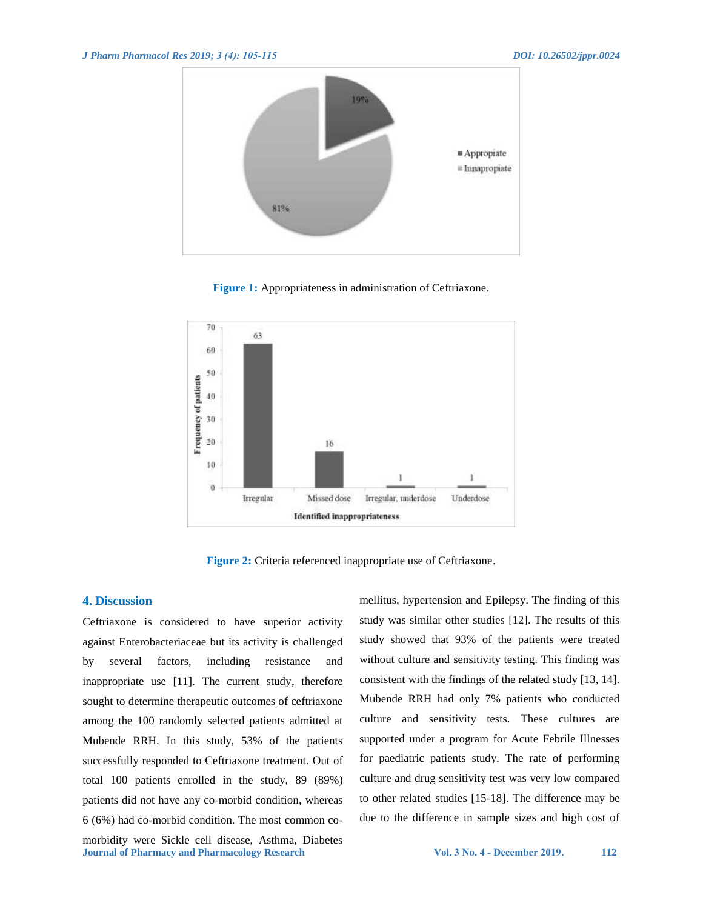Figure 1: Appropriateness in administration of Ceftriaxone.

Figure 2: Criteria referenced inappropriate use of Ceftriaxone.

## 4. Discussion

Ceftriaxone is considered to have superior activity against Enterobacteriaceae but its activity is challenged by several factors, including resistance and inappropriate use [11]. The current study, therefore sought to determine therapeutic outcomes of ceftriaxone among the 100 randomly selected patients admitted at Mubende RRH. In this study, 53% of the patients successfully responded to Ceftriaxone treatment. Out of total 100 patients enrolled in the study, 89 (89%) patients did not have any co-morbid condition, whereas 6 (6%) had co-morbid condition. The most common co-morbidity were Sickle cell disease, Asthma, Diabetes mellitus, hypertension and Epilepsy. The finding of this study was similar other studies [12]. The results of this study showed that 93% of the patients were treated without culture and sensitivity testing. This finding was consistent with the findings of the related study [13, 14]. Mubende RRH had only 7% patients who conducted culture and sensitivity tests. These cultures are supported under a program for Acute Febrile Illnesses for paediatric patients study. The rate of performing culture and drug sensitivity test was very low compared to other related studies [15-18]. The difference may be due to the difference in sample sizes and high cost of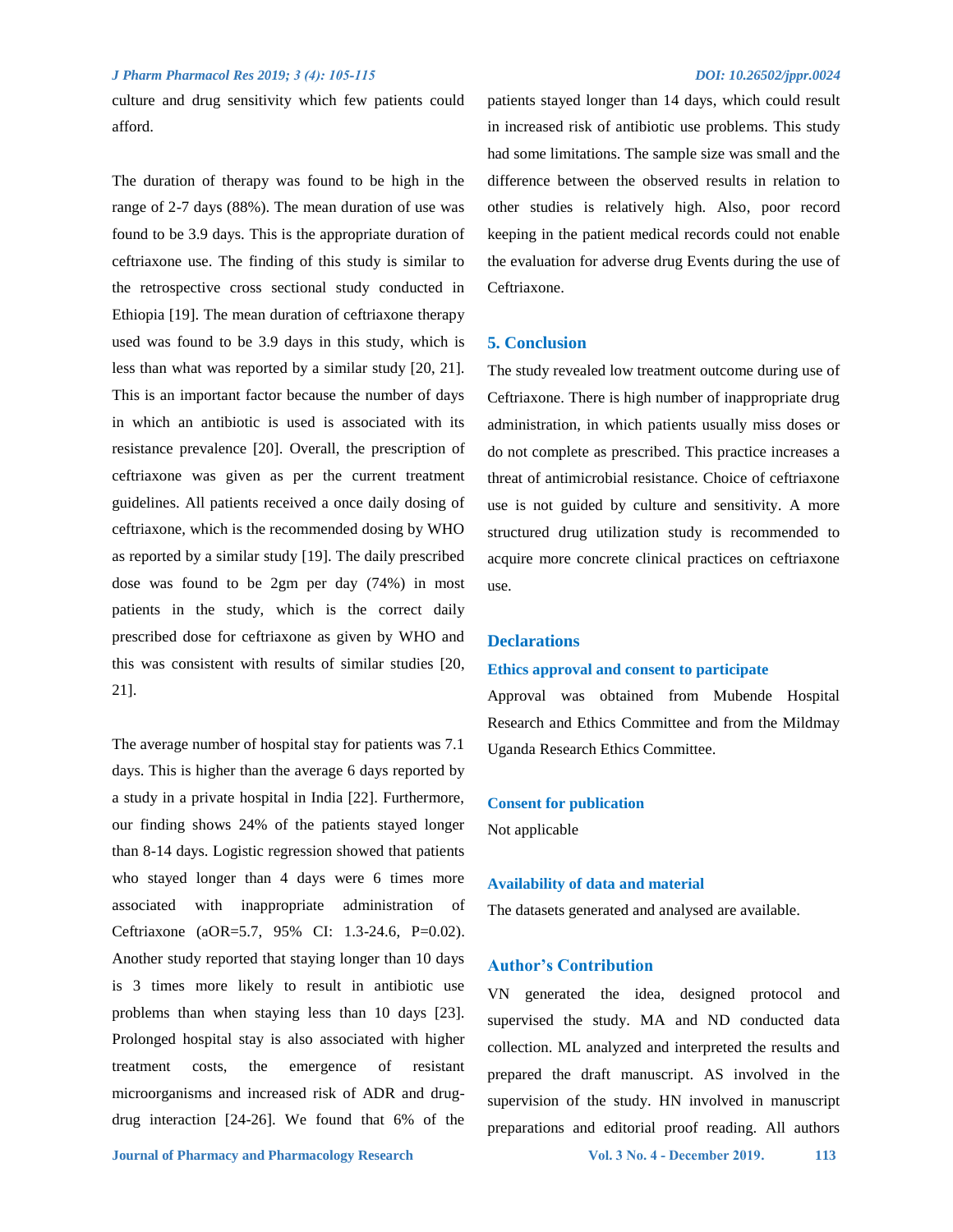culture and drug sensitivity which few patients could afford.

The duration of therapy was found to be high in the range of 2-7 days (88%). The mean duration of use was found to be 3.9 days. This is the appropriate duration of ceftriaxone use. The finding of this study is similar to the retrospective cross sectional study conducted in Ethiopia [19]. The mean duration of ceftriaxone therapy used was found to be 3.9 days in this study, which is less than what was reported by a similar study [20, 21]. This is an important factor because the number of days in which an antibiotic is used is associated with its resistance prevalence [20]. Overall, the prescription of ceftriaxone was given as per the current treatment guidelines. All patients received a once daily dosing of ceftriaxone, which is the recommended dosing by WHO as reported by a similar study [19]. The daily prescribed dose was found to be 2gm per day (74%) in most patients in the study, which is the correct daily prescribed dose for ceftriaxone as given by WHO and this was consistent with results of similar studies [20, 21].

The average number of hospital stay for patients was 7.1 days. This is higher than the average 6 days reported by a study in a private hospital in India [22]. Furthermore, our finding shows 24% of the patients stayed longer than 8-14 days. Logistic regression showed that patients who stayed longer than 4 days were 6 times more associated with inappropriate administration of Ceftriaxone (aOR=5.7, 95% CI: 1.3-24.6, P=0.02). Another study reported that staying longer than 10 days is 3 times more likely to result in antibiotic use problems than when staying less than 10 days [23]. Prolonged hospital stay is also associated with higher treatment costs, the emergence of resistant microorganisms and increased risk of ADR and drug-drug interaction [24-26]. We found that 6% of the patients stayed longer than 14 days, which could result in increased risk of antibiotic use problems. This study had some limitations. The sample size was small and the difference between the observed results in relation to other studies is relatively high. Also, poor record keeping in the patient medical records could not enable the evaluation for adverse drug Events during the use of Ceftriaxone.

## 5. Conclusion

The study revealed low treatment outcome during use of Ceftriaxone. There is high number of inappropriate drug administration, in which patients usually miss doses or do not complete as prescribed. This practice increases a threat of antimicrobial resistance. Choice of ceftriaxone use is not guided by culture and sensitivity. A more structured drug utilization study is recommended to acquire more concrete clinical practices on ceftriaxone use.

## Declarations

### Ethics approval and consent to participate

Approval was obtained from Mubende Hospital Research and Ethics Committee and from the Mildmay Uganda Research Ethics Committee.

### Consent for publication

Not applicable

### Availability of data and material

The datasets generated and analysed are available.

## Author's Contribution

VN generated the idea, designed protocol and supervised the study. MA and ND conducted data collection. ML analyzed and interpreted the results and prepared the draft manuscript. AS involved in the supervision of the study. HN involved in manuscript preparations and editorial proof reading. All authors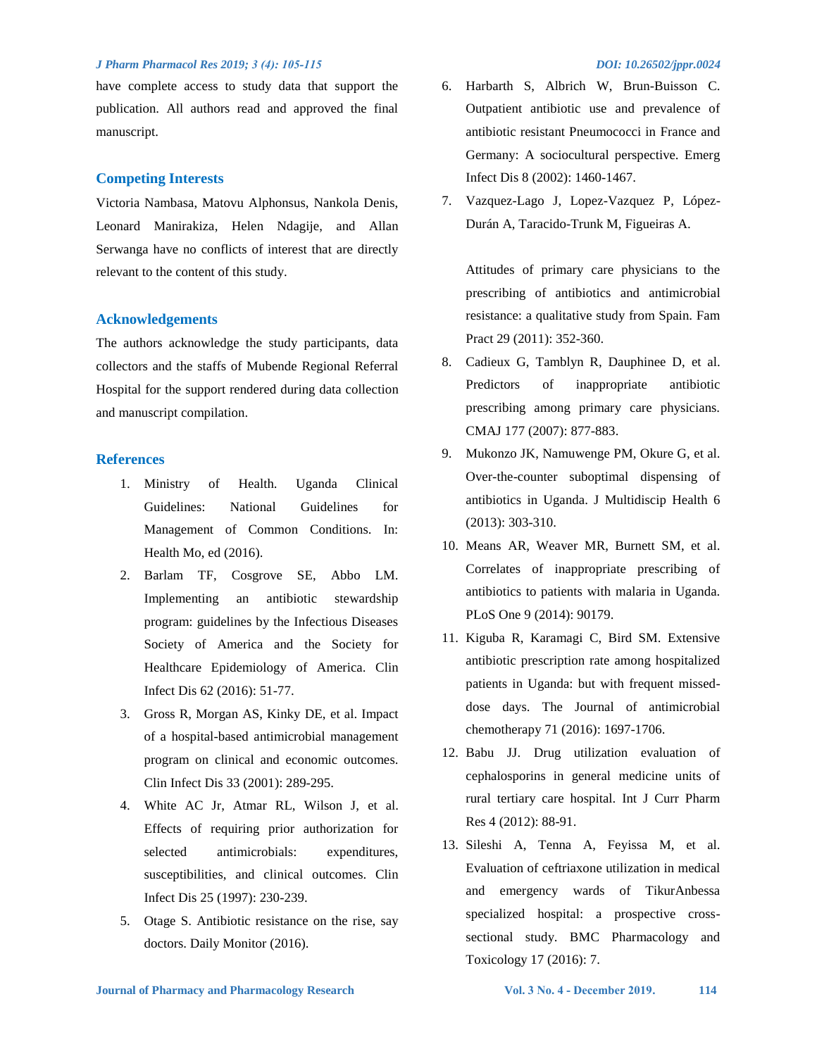have complete access to study data that support the publication. All authors read and approved the final manuscript.

## Competing Interests

Victoria Nambasa, Matovu Alphonsus, Nankola Denis, Leonard Manirakiza, Helen Ndagije, and Allan Serwanga have no conflicts of interest that are directly relevant to the content of this study.

## Acknowledgements

The authors acknowledge the study participants, data collectors and the staffs of Mubende Regional Referral Hospital for the support rendered during data collection and manuscript compilation.

## References

1. Ministry of Health. Uganda Clinical Guidelines: National Guidelines for Management of Common Conditions. In: Health Mo, ed (2016).
2. Barlam TF, Cosgrove SE, Abbo LM. Implementing an antibiotic stewardship program: guidelines by the Infectious Diseases Society of America and the Society for Healthcare Epidemiology of America. Clin Infect Dis 62 (2016): 51-77.
3. Gross R, Morgan AS, Kinky DE, et al. Impact of a hospital-based antimicrobial management program on clinical and economic outcomes. Clin Infect Dis 33 (2001): 289-295.
4. White AC Jr, Atmar RL, Wilson J, et al. Effects of requiring prior authorization for selected antimicrobials: expenditures, susceptibilities, and clinical outcomes. Clin Infect Dis 25 (1997): 230-239.
5. Otage S. Antibiotic resistance on the rise, say doctors. Daily Monitor (2016).
6. Harbarth S, Albrich W, Brun-Buisson C. Outpatient antibiotic use and prevalence of antibiotic resistant Pneumococci in France and Germany: A sociocultural perspective. Emerg Infect Dis 8 (2002): 1460-1467.
7. Vazquez-Lago J, Lopez-Vazquez P, López-Durán A, Taracido-Trunk M, Figueiras A. Attitudes of primary care physicians to the prescribing of antibiotics and antimicrobial resistance: a qualitative study from Spain. Fam Pract 29 (2011): 352-360.
8. Cadieux G, Tamblyn R, Dauphinee D, et al. Predictors of inappropriate antibiotic prescribing among primary care physicians. CMAJ 177 (2007): 877-883.
9. Mukonzo JK, Namuwenge PM, Okure G, et al. Over-the-counter suboptimal dispensing of antibiotics in Uganda. J Multidiscip Health 6 (2013): 303-310.
10. Means AR, Weaver MR, Burnett SM, et al. Correlates of inappropriate prescribing of antibiotics to patients with malaria in Uganda. PLoS One 9 (2014): 90179.
11. Kiguba R, Karamagi C, Bird SM. Extensive antibiotic prescription rate among hospitalized patients in Uganda: but with frequent missed-dose days. The Journal of antimicrobial chemotherapy 71 (2016): 1697-1706.
12. Babu JJ. Drug utilization evaluation of cephalosporins in general medicine units of rural tertiary care hospital. Int J Curr Pharm Res 4 (2012): 88-91.
13. Sileshi A, Tenna A, Feyissa M, et al. Evaluation of ceftriaxone utilization in medical and emergency wards of TikurAnbessa specialized hospital: a prospective cross-sectional study. BMC Pharmacology and Toxicology 17 (2016): 7.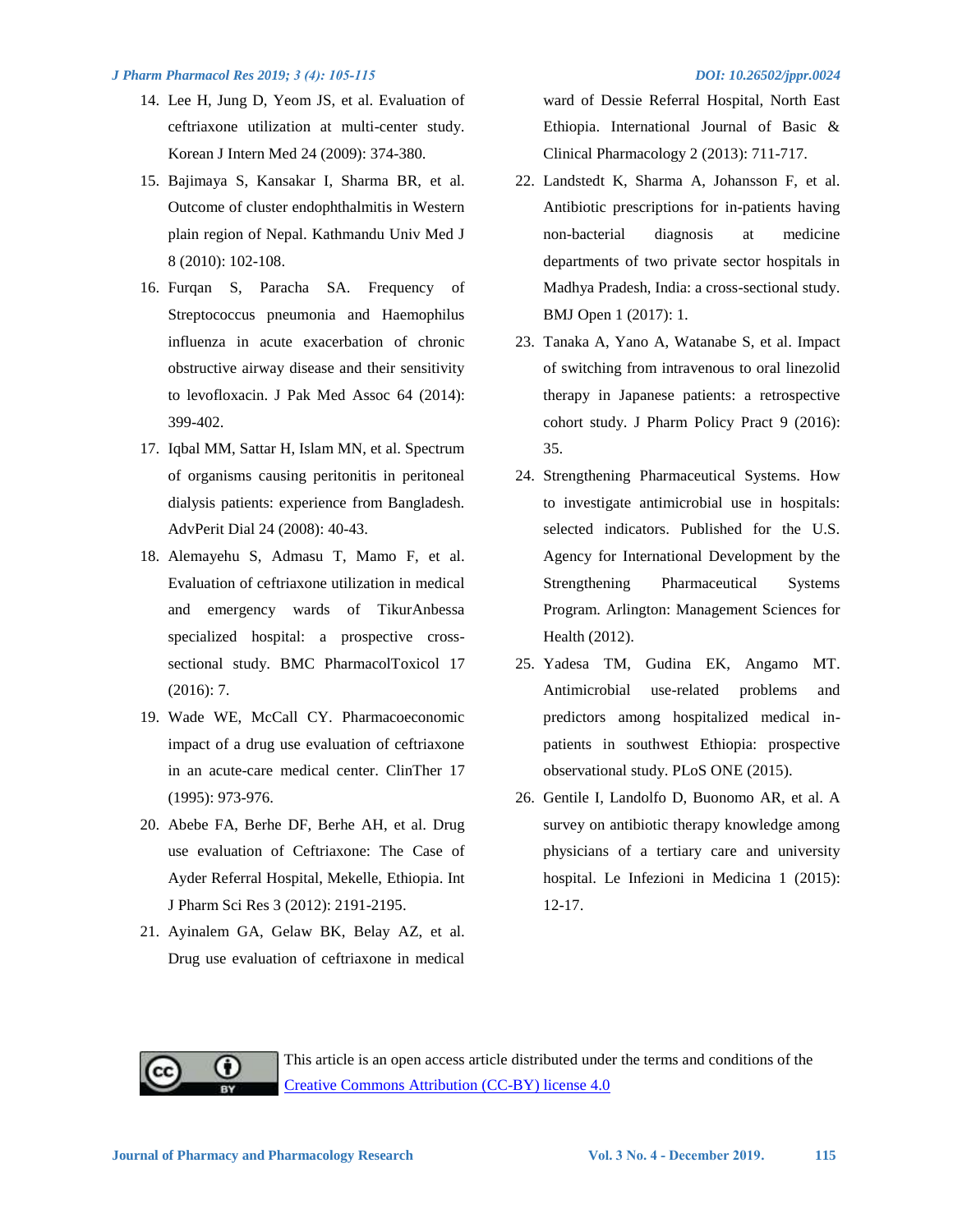14. Lee H, Jung D, Yeom JS, et al. Evaluation of ceftriaxone utilization at multi-center study. Korean J Intern Med 24 (2009): 374-380.
15. Bajimaya S, Kansakar I, Sharma BR, et al. Outcome of cluster endophthalmitis in Western plain region of Nepal. Kathmandu Univ Med J 8 (2010): 102-108.
16. Furqan S, Paracha SA. Frequency of Streptococcus pneumonia and Haemophilus influenza in acute exacerbation of chronic obstructive airway disease and their sensitivity to levofloxacin. J Pak Med Assoc 64 (2014): 399-402.
17. Iqbal MM, Sattar H, Islam MN, et al. Spectrum of organisms causing peritonitis in peritoneal dialysis patients: experience from Bangladesh. AdvPerit Dial 24 (2008): 40-43.
18. Alemayehu S, Admasu T, Mamo F, et al. Evaluation of ceftriaxone utilization in medical and emergency wards of TikurAnbessa specialized hospital: a prospective cross-sectional study. BMC PharmacolToxicol 17 (2016): 7.
19. Wade WE, McCall CY. Pharmacoeconomic impact of a drug use evaluation of ceftriaxone in an acute-care medical center. ClinTher 17 (1995): 973-976.
20. Abebe FA, Berhe DF, Berhe AH, et al. Drug use evaluation of Ceftriaxone: The Case of Ayder Referral Hospital, Mekelle, Ethiopia. Int J Pharm Sci Res 3 (2012): 2191-2195.
21. Ayinalem GA, Gelaw BK, Belay AZ, et al. Drug use evaluation of ceftriaxone in medical ward of Dessie Referral Hospital, North East Ethiopia. International Journal of Basic & Clinical Pharmacology 2 (2013): 711-717.
22. Landstedt K, Sharma A, Johansson F, et al. Antibiotic prescriptions for in-patients having non-bacterial diagnosis at medicine departments of two private sector hospitals in Madhya Pradesh, India: a cross-sectional study. BMJ Open 1 (2017): 1.
23. Tanaka A, Yano A, Watanabe S, et al. Impact of switching from intravenous to oral linezolid therapy in Japanese patients: a retrospective cohort study. J Pharm Policy Pract 9 (2016): 35.
24. Strengthening Pharmaceutical Systems. How to investigate antimicrobial use in hospitals: selected indicators. Published for the U.S. Agency for International Development by the Strengthening Pharmaceutical Systems Program. Arlington: Management Sciences for Health (2012).
25. Yadesa TM, Gudina EK, Angamo MT. Antimicrobial use-related problems and predictors among hospitalized medical in-patients in southwest Ethiopia: prospective observational study. PLoS ONE (2015).
26. Gentile I, Landolfo D, Buonomo AR, et al. A survey on antibiotic therapy knowledge among physicians of a tertiary care and university hospital. Le Infezioni in Medicina 1 (2015): 12-17.

This article is an open access article distributed under the terms and conditions of the [Creative Commons Attribution (CC-BY) license 4.0](https://creativecommons.org/licenses/by/4.0/)